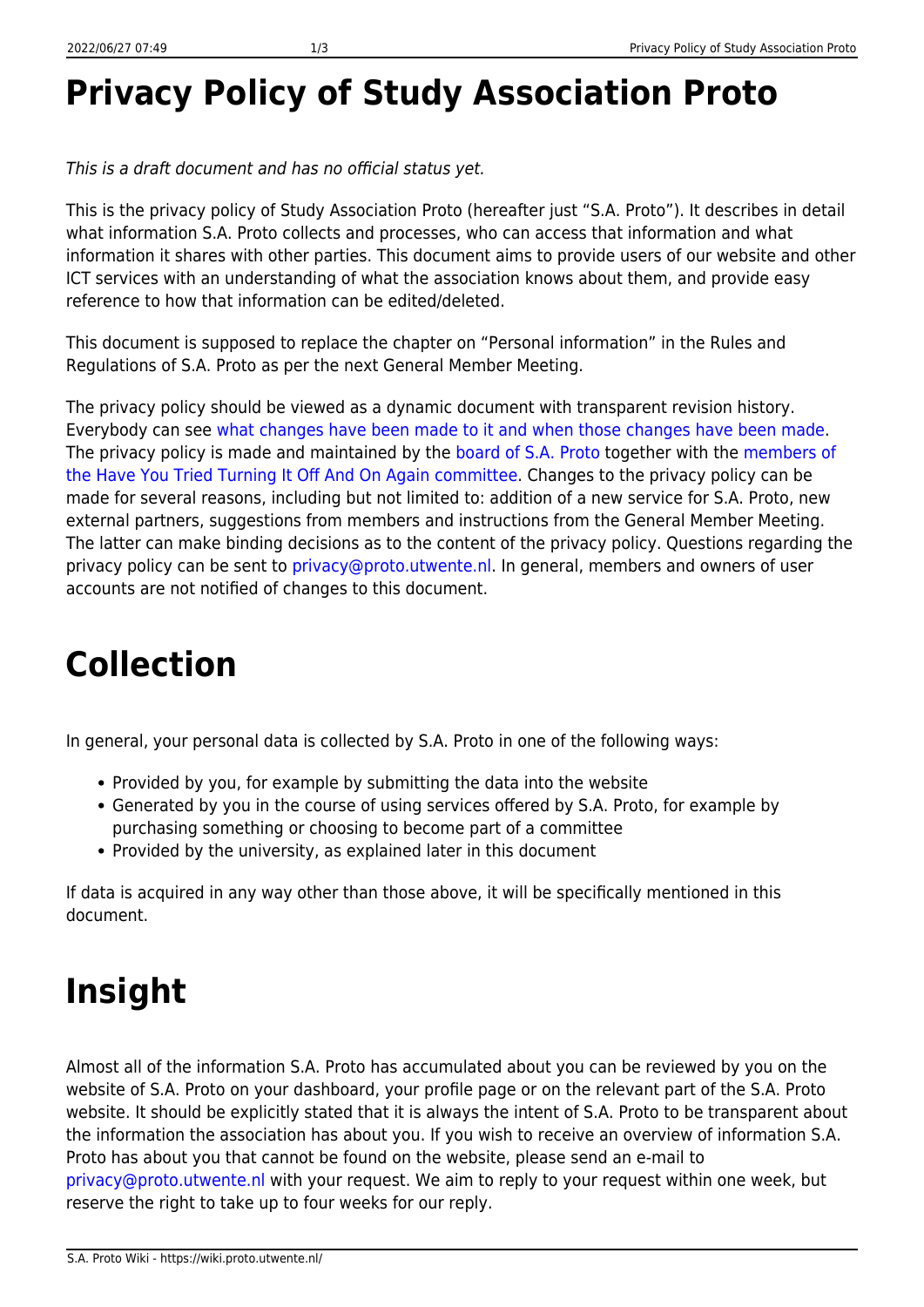# Privacy Policy of Study Association Proto

*This is a draft document and has no official status yet.*

This is the privacy policy of Study Association Proto (hereafter just "S.A. Proto"). It describes in detail what information S.A. Proto collects and processes, who can access that information and what information it shares with other parties. This document aims to provide users of our website and other ICT services with an understanding of what the association knows about them, and provide easy reference to how that information can be edited/deleted.

This document is supposed to replace the chapter on "Personal information" in the Rules and Regulations of S.A. Proto as per the next General Member Meeting.

The privacy policy should be viewed as a dynamic document with transparent revision history. Everybody can see what changes have been made to it and when those changes have been made. The privacy policy is made and maintained by the board of S.A. Proto together with the members of the Have You Tried Turning It Off And On Again committee. Changes to the privacy policy can be made for several reasons, including but not limited to: addition of a new service for S.A. Proto, new external partners, suggestions from members and instructions from the General Member Meeting. The latter can make binding decisions as to the content of the privacy policy. Questions regarding the privacy policy can be sent to privacy@proto.utwente.nl. In general, members and owners of user accounts are not notified of changes to this document.

# Collection

In general, your personal data is collected by S.A. Proto in one of the following ways:

- Provided by you, for example by submitting the data into the website
- Generated by you in the course of using services offered by S.A. Proto, for example by purchasing something or choosing to become part of a committee
- Provided by the university, as explained later in this document

If data is acquired in any way other than those above, it will be specifically mentioned in this document.

# Insight

Almost all of the information S.A. Proto has accumulated about you can be reviewed by you on the website of S.A. Proto on your dashboard, your profile page or on the relevant part of the S.A. Proto website. It should be explicitly stated that it is always the intent of S.A. Proto to be transparent about the information the association has about you. If you wish to receive an overview of information S.A. Proto has about you that cannot be found on the website, please send an e-mail to privacy@proto.utwente.nl with your request. We aim to reply to your request within one week, but reserve the right to take up to four weeks for our reply.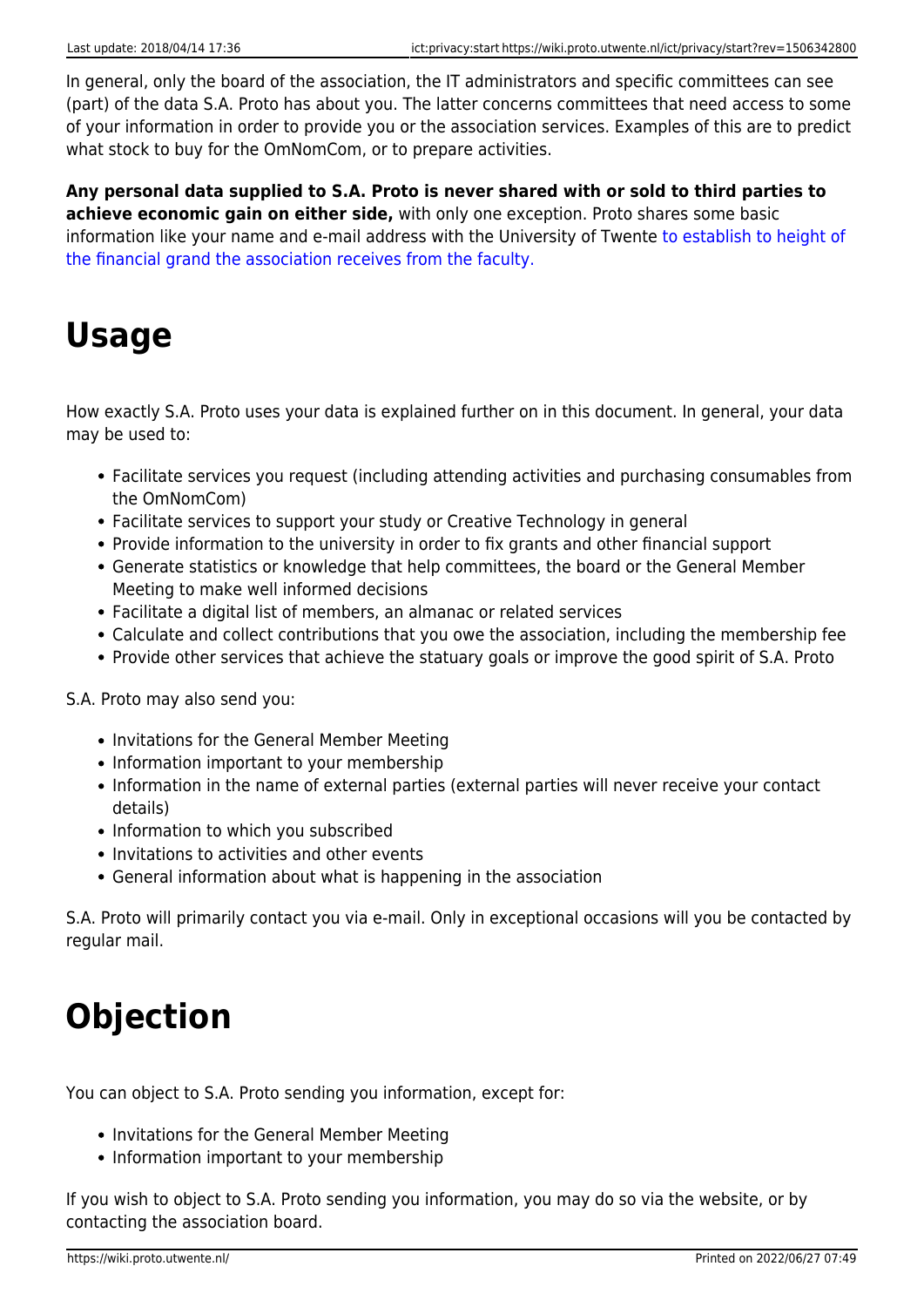In general, only the board of the association, the IT administrators and specific committees can see (part) of the data S.A. Proto has about you. The latter concerns committees that need access to some of your information in order to provide you or the association services. Examples of this are to predict what stock to buy for the OmNomCom, or to prepare activities.

**Any personal data supplied to S.A. Proto is never shared with or sold to third parties to achieve economic gain on either side,** with only one exception. Proto shares some basic information like your name and e-mail address with the University of Twente to establish to height of the financial grand the association receives from the faculty.

# Usage

How exactly S.A. Proto uses your data is explained further on in this document. In general, your data may be used to:

- Facilitate services you request (including attending activities and purchasing consumables from the OmNomCom)
- Facilitate services to support your study or Creative Technology in general
- Provide information to the university in order to fix grants and other financial support
- Generate statistics or knowledge that help committees, the board or the General Member Meeting to make well informed decisions
- Facilitate a digital list of members, an almanac or related services
- Calculate and collect contributions that you owe the association, including the membership fee
- Provide other services that achieve the statuary goals or improve the good spirit of S.A. Proto

S.A. Proto may also send you:

- Invitations for the General Member Meeting
- Information important to your membership
- Information in the name of external parties (external parties will never receive your contact details)
- Information to which you subscribed
- Invitations to activities and other events
- General information about what is happening in the association

S.A. Proto will primarily contact you via e-mail. Only in exceptional occasions will you be contacted by regular mail.

# Objection

You can object to S.A. Proto sending you information, except for:

- Invitations for the General Member Meeting
- Information important to your membership

If you wish to object to S.A. Proto sending you information, you may do so via the website, or by contacting the association board.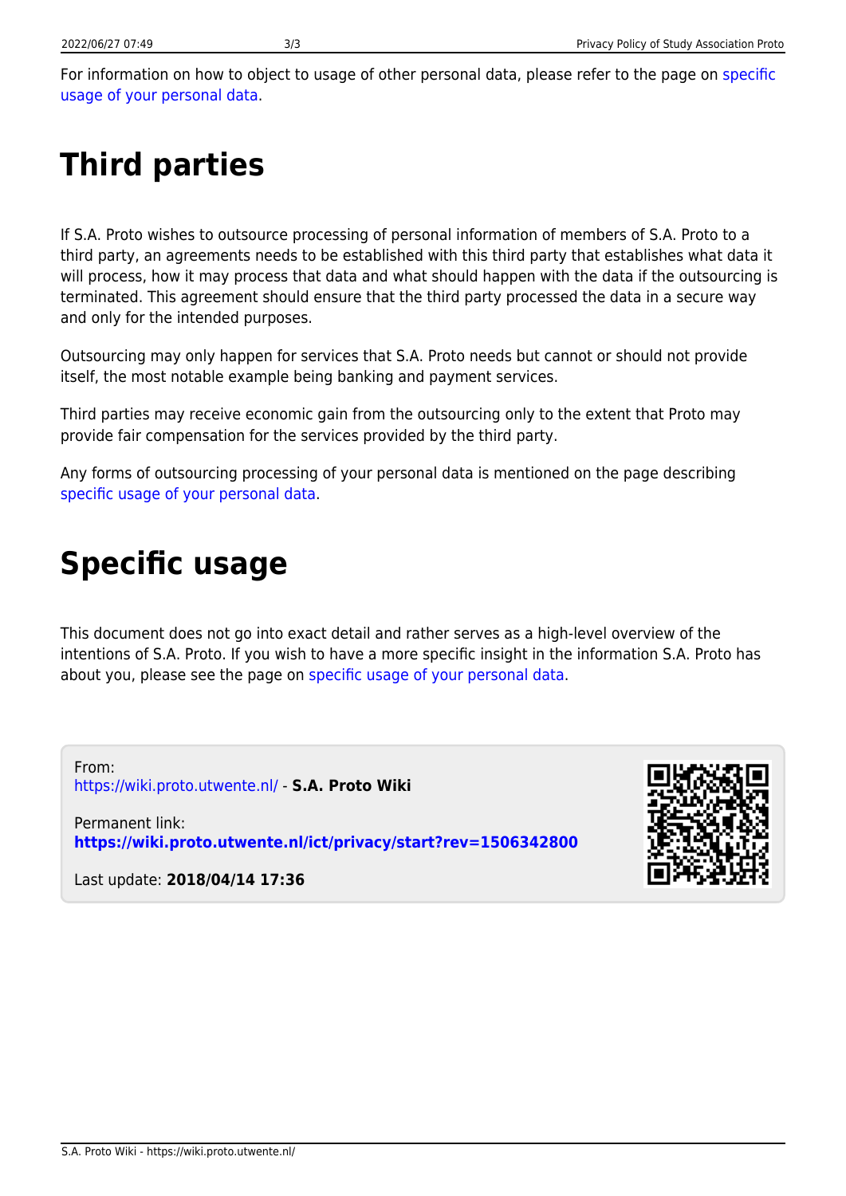For information on how to object to usage of other personal data, please refer to the page on specific usage of your personal data.

# Third parties

If S.A. Proto wishes to outsource processing of personal information of members of S.A. Proto to a third party, an agreements needs to be established with this third party that establishes what data it will process, how it may process that data and what should happen with the data if the outsourcing is terminated. This agreement should ensure that the third party processed the data in a secure way and only for the intended purposes.

Outsourcing may only happen for services that S.A. Proto needs but cannot or should not provide itself, the most notable example being banking and payment services.

Third parties may receive economic gain from the outsourcing only to the extent that Proto may provide fair compensation for the services provided by the third party.

Any forms of outsourcing processing of your personal data is mentioned on the page describing specific usage of your personal data.

# Specific usage

This document does not go into exact detail and rather serves as a high-level overview of the intentions of S.A. Proto. If you wish to have a more specific insight in the information S.A. Proto has about you, please see the page on specific usage of your personal data.

From:
https://wiki.proto.utwente.nl/ - **S.A. Proto Wiki**

Permanent link:
**https://wiki.proto.utwente.nl/ict/privacy/start?rev=1506342800**

Last update: **2018/04/14 17:36**